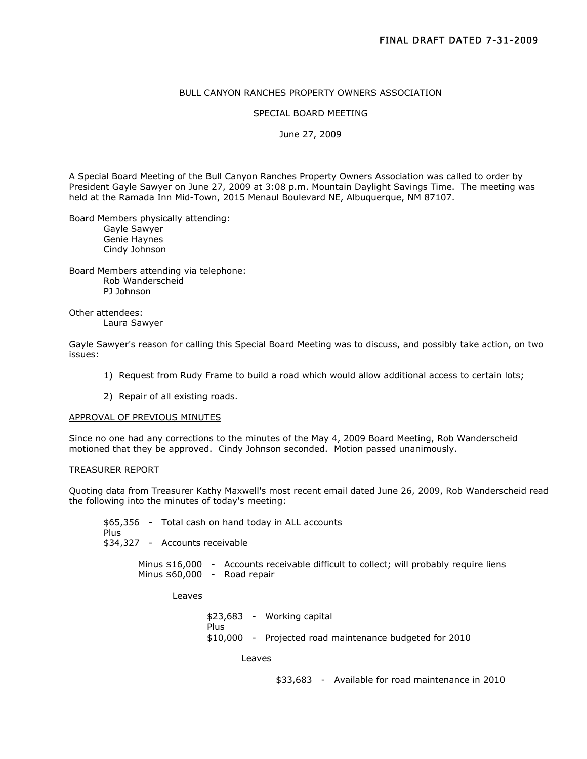FINAL DRAFT DATED 7-31-2009

BULL CANYON RANCHES PROPERTY OWNERS ASSOCIATION

SPECIAL BOARD MEETING

June 27, 2009

A Special Board Meeting of the Bull Canyon Ranches Property Owners Association was called to order by President Gayle Sawyer on June 27, 2009 at 3:08 p.m. Mountain Daylight Savings Time. The meeting was held at the Ramada Inn Mid-Town, 2015 Menaul Boulevard NE, Albuquerque, NM 87107.

Board Members physically attending:
- Gayle Sawyer
- Genie Haynes
- Cindy Johnson

Board Members attending via telephone:
- Rob Wanderscheid
- PJ Johnson

Other attendees:
- Laura Sawyer

Gayle Sawyer's reason for calling this Special Board Meeting was to discuss, and possibly take action, on two issues:

1) Request from Rudy Frame to build a road which would allow additional access to certain lots;

2) Repair of all existing roads.

APPROVAL OF PREVIOUS MINUTES

Since no one had any corrections to the minutes of the May 4, 2009 Board Meeting, Rob Wanderscheid motioned that they be approved. Cindy Johnson seconded. Motion passed unanimously.

TREASURER REPORT

Quoting data from Treasurer Kathy Maxwell's most recent email dated June 26, 2009, Rob Wanderscheid read the following into the minutes of today's meeting:

$65,356 - Total cash on hand today in ALL accounts
Plus
$34,327 - Accounts receivable

Minus $16,000 - Accounts receivable difficult to collect; will probably require liens
Minus $60,000 - Road repair

Leaves

$23,683 - Working capital
Plus
$10,000 - Projected road maintenance budgeted for 2010

Leaves

$33,683 - Available for road maintenance in 2010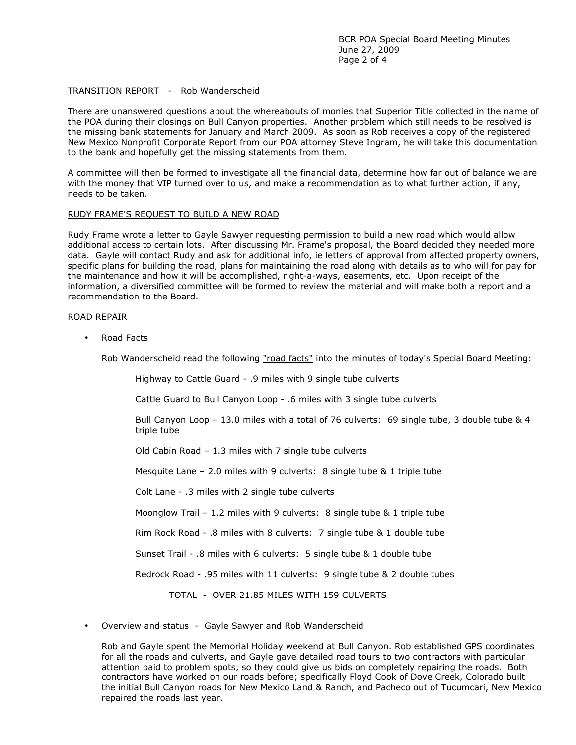## TRANSITION REPORT - Rob Wanderscheid

There are unanswered questions about the whereabouts of monies that Superior Title collected in the name of the POA during their closings on Bull Canyon properties. Another problem which still needs to be resolved is the missing bank statements for January and March 2009. As soon as Rob receives a copy of the registered New Mexico Nonprofit Corporate Report from our POA attorney Steve Ingram, he will take this documentation to the bank and hopefully get the missing statements from them.

A committee will then be formed to investigate all the financial data, determine how far out of balance we are with the money that VIP turned over to us, and make a recommendation as to what further action, if any, needs to be taken.

## RUDY FRAME'S REQUEST TO BUILD A NEW ROAD

Rudy Frame wrote a letter to Gayle Sawyer requesting permission to build a new road which would allow additional access to certain lots. After discussing Mr. Frame's proposal, the Board decided they needed more data. Gayle will contact Rudy and ask for additional info, ie letters of approval from affected property owners, specific plans for building the road, plans for maintaining the road along with details as to who will for pay for the maintenance and how it will be accomplished, right-a-ways, easements, etc. Upon receipt of the information, a diversified committee will be formed to review the material and will make both a report and a recommendation to the Board.

## ROAD REPAIR

- Road Facts

  Rob Wanderscheid read the following "road facts" into the minutes of today's Special Board Meeting:

  Highway to Cattle Guard - .9 miles with 9 single tube culverts

  Cattle Guard to Bull Canyon Loop - .6 miles with 3 single tube culverts

  Bull Canyon Loop – 13.0 miles with a total of 76 culverts: 69 single tube, 3 double tube & 4 triple tube

  Old Cabin Road – 1.3 miles with 7 single tube culverts

  Mesquite Lane – 2.0 miles with 9 culverts: 8 single tube & 1 triple tube

  Colt Lane - .3 miles with 2 single tube culverts

  Moonglow Trail – 1.2 miles with 9 culverts: 8 single tube & 1 triple tube

  Rim Rock Road - .8 miles with 8 culverts: 7 single tube & 1 double tube

  Sunset Trail - .8 miles with 6 culverts: 5 single tube & 1 double tube

  Redrock Road - .95 miles with 11 culverts: 9 single tube & 2 double tubes

  TOTAL - OVER 21.85 MILES WITH 159 CULVERTS

- Overview and status - Gayle Sawyer and Rob Wanderscheid

  Rob and Gayle spent the Memorial Holiday weekend at Bull Canyon. Rob established GPS coordinates for all the roads and culverts, and Gayle gave detailed road tours to two contractors with particular attention paid to problem spots, so they could give us bids on completely repairing the roads. Both contractors have worked on our roads before; specifically Floyd Cook of Dove Creek, Colorado built the initial Bull Canyon roads for New Mexico Land & Ranch, and Pacheco out of Tucumcari, New Mexico repaired the roads last year.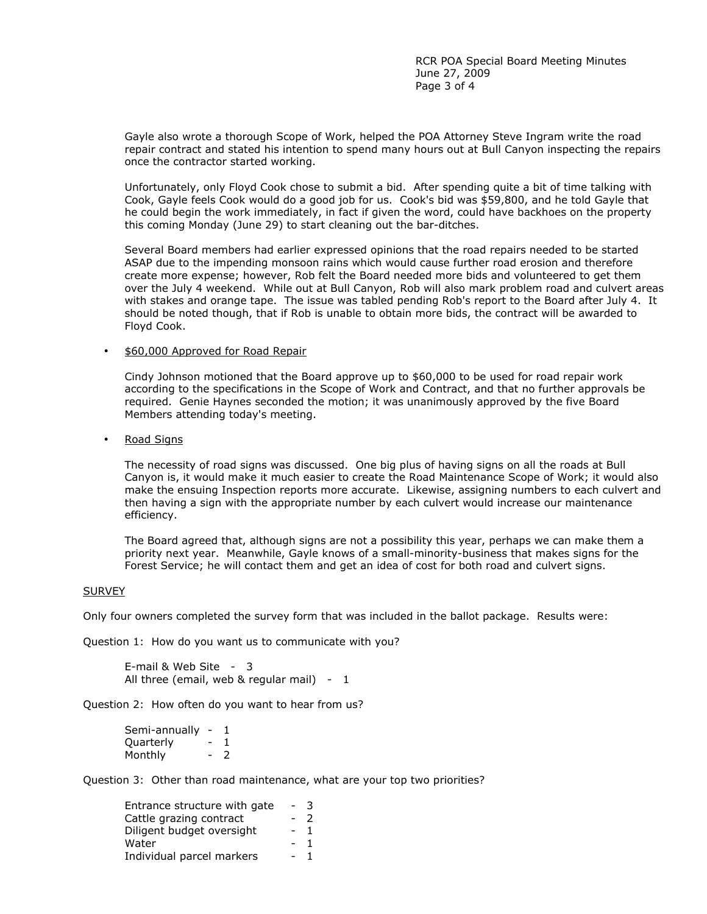Gayle also wrote a thorough Scope of Work, helped the POA Attorney Steve Ingram write the road repair contract and stated his intention to spend many hours out at Bull Canyon inspecting the repairs once the contractor started working.

Unfortunately, only Floyd Cook chose to submit a bid. After spending quite a bit of time talking with Cook, Gayle feels Cook would do a good job for us. Cook's bid was $59,800, and he told Gayle that he could begin the work immediately, in fact if given the word, could have backhoes on the property this coming Monday (June 29) to start cleaning out the bar-ditches.

Several Board members had earlier expressed opinions that the road repairs needed to be started ASAP due to the impending monsoon rains which would cause further road erosion and therefore create more expense; however, Rob felt the Board needed more bids and volunteered to get them over the July 4 weekend. While out at Bull Canyon, Rob will also mark problem road and culvert areas with stakes and orange tape. The issue was tabled pending Rob's report to the Board after July 4. It should be noted though, that if Rob is unable to obtain more bids, the contract will be awarded to Floyd Cook.

- $60,000 Approved for Road Repair

  Cindy Johnson motioned that the Board approve up to $60,000 to be used for road repair work according to the specifications in the Scope of Work and Contract, and that no further approvals be required. Genie Haynes seconded the motion; it was unanimously approved by the five Board Members attending today's meeting.

- Road Signs

  The necessity of road signs was discussed. One big plus of having signs on all the roads at Bull Canyon is, it would make it much easier to create the Road Maintenance Scope of Work; it would also make the ensuing Inspection reports more accurate. Likewise, assigning numbers to each culvert and then having a sign with the appropriate number by each culvert would increase our maintenance efficiency.

  The Board agreed that, although signs are not a possibility this year, perhaps we can make them a priority next year. Meanwhile, Gayle knows of a small-minority-business that makes signs for the Forest Service; he will contact them and get an idea of cost for both road and culvert signs.

SURVEY

Only four owners completed the survey form that was included in the ballot package. Results were:

Question 1: How do you want us to communicate with you?

E-mail & Web Site - 3
All three (email, web & regular mail) - 1

Question 2: How often do you want to hear from us?

Semi-annually - 1
Quarterly - 1
Monthly - 2

Question 3: Other than road maintenance, what are your top two priorities?

Entrance structure with gate - 3
Cattle grazing contract - 2
Diligent budget oversight - 1
Water - 1
Individual parcel markers - 1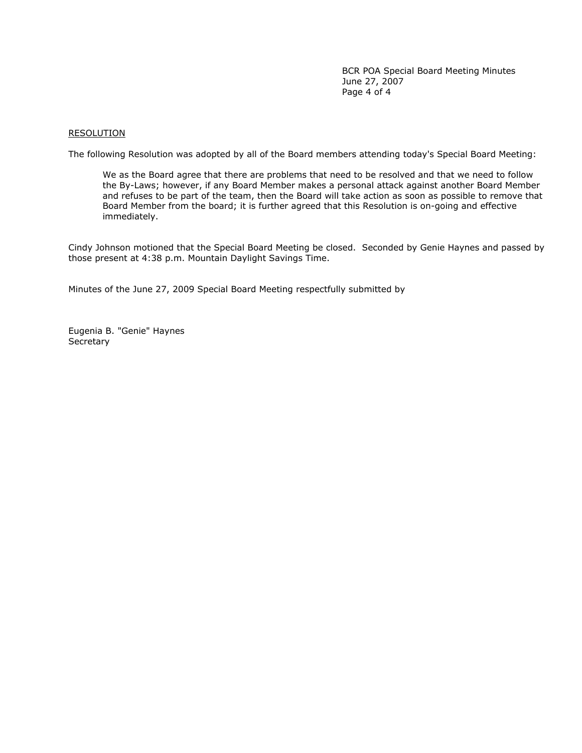RESOLUTION

The following Resolution was adopted by all of the Board members attending today's Special Board Meeting:

> We as the Board agree that there are problems that need to be resolved and that we need to follow the By-Laws; however, if any Board Member makes a personal attack against another Board Member and refuses to be part of the team, then the Board will take action as soon as possible to remove that Board Member from the board; it is further agreed that this Resolution is on-going and effective immediately.

Cindy Johnson motioned that the Special Board Meeting be closed. Seconded by Genie Haynes and passed by those present at 4:38 p.m. Mountain Daylight Savings Time.

Minutes of the June 27, 2009 Special Board Meeting respectfully submitted by

Eugenia B. "Genie" Haynes
Secretary